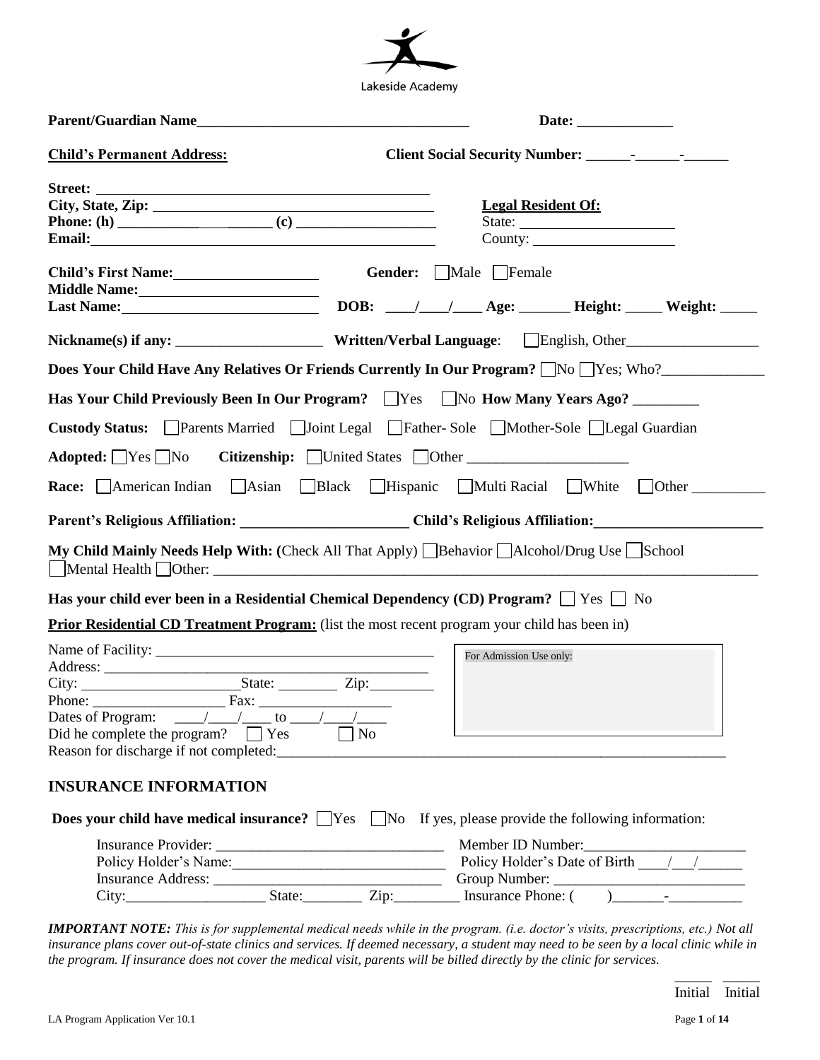Lakeside Academy

**Parent/Guardian Name**\_\_\_\_\_\_\_\_\_\_\_\_\_\_\_\_\_\_\_\_\_\_\_\_\_\_\_\_\_\_\_\_\_\_\_\_ **Date:** \_\_\_\_\_\_\_\_\_\_\_\_\_

**Child's Permanent Address:** **Client Social Security Number:** \_\_\_\_\_\_-\_\_\_\_\_\_-\_\_\_\_\_\_

**Street:** \_\_\_\_\_\_\_\_\_\_\_\_\_\_\_\_\_\_\_\_\_\_\_\_\_\_\_\_\_\_\_\_\_\_\_\_\_\_\_\_\_\_\_\_

**City, State, Zip:** \_\_\_\_\_\_\_\_\_\_\_\_\_\_\_\_\_\_\_\_\_\_\_\_\_\_\_\_\_\_\_\_\_\_\_\_\_\_

**Phone: (h)** \_\_\_\_\_\_\_\_\_\_\_\_\_\_\_\_\_\_\_\_ **(c)** \_\_\_\_\_\_\_\_\_\_\_\_\_\_\_\_\_\_\_

**Email:** \_\_\_\_\_\_\_\_\_\_\_\_\_\_\_\_\_\_\_\_\_\_\_\_\_\_\_\_\_\_\_\_\_\_\_\_\_\_\_\_\_\_\_\_

**Legal Resident Of:**

State: \_\_\_\_\_\_\_\_\_\_\_\_\_\_\_\_\_\_\_\_\_

County: \_\_\_\_\_\_\_\_\_\_\_\_\_\_\_\_\_\_\_

**Child's First Name:** \_\_\_\_\_\_\_\_\_\_\_\_\_\_\_\_\_\_\_\_ **Gender:** ☐ Male ☐ Female

**Middle Name:** \_\_\_\_\_\_\_\_\_\_\_\_\_\_\_\_\_\_\_\_\_\_\_\_

**Last Name:** \_\_\_\_\_\_\_\_\_\_\_\_\_\_\_\_\_\_\_\_\_\_\_\_\_\_ **DOB:** \_\_\_\_/\_\_\_\_/\_\_\_\_ **Age:** \_\_\_\_\_\_\_ **Height:** \_\_\_\_\_ **Weight:** \_\_\_\_\_

**Nickname(s) if any:** \_\_\_\_\_\_\_\_\_\_\_\_\_\_\_\_\_\_\_\_ **Written/Verbal Language**: ☐ English, Other\_\_\_\_\_\_\_\_\_\_\_\_\_\_\_\_\_\_

**Does Your Child Have Any Relatives Or Friends Currently In Our Program?** ☐ No ☐ Yes; Who?\_\_\_\_\_\_\_\_\_\_\_\_\_\_

**Has Your Child Previously Been In Our Program?** ☐ Yes ☐ No **How Many Years Ago?** \_\_\_\_\_\_\_\_\_

**Custody Status:** ☐ Parents Married ☐ Joint Legal ☐ Father- Sole ☐ Mother-Sole ☐ Legal Guardian

**Adopted:** ☐ Yes ☐ No **Citizenship:** ☐ United States ☐ Other \_\_\_\_\_\_\_\_\_\_\_\_\_\_\_\_\_\_\_\_\_\_

**Race:** ☐ American Indian ☐ Asian ☐ Black ☐ Hispanic ☐ Multi Racial ☐ White ☐ Other \_\_\_\_\_\_\_\_\_\_

**Parent's Religious Affiliation:** \_\_\_\_\_\_\_\_\_\_\_\_\_\_\_\_\_\_\_\_\_\_\_ **Child's Religious Affiliation:** \_\_\_\_\_\_\_\_\_\_\_\_\_\_\_\_\_\_\_\_\_\_\_

**My Child Mainly Needs Help With: (**Check All That Apply) ☐ Behavior ☐ Alcohol/Drug Use ☐ School ☐ Mental Health ☐ Other: \_\_\_\_\_\_\_\_\_\_\_\_\_\_\_\_\_\_\_\_\_\_\_\_\_\_\_\_\_\_\_\_\_\_\_\_\_\_\_\_\_\_\_\_\_\_\_\_\_\_\_\_\_\_\_\_\_\_\_\_\_\_\_\_\_\_\_\_\_\_\_\_\_\_

**Has your child ever been in a Residential Chemical Dependency (CD) Program?** ☐ Yes ☐ No

**Prior Residential CD Treatment Program:** (list the most recent program your child has been in)

Name of Facility: \_\_\_\_\_\_\_\_\_\_\_\_\_\_\_\_\_\_\_\_\_\_\_\_\_\_\_\_\_\_\_\_\_\_\_\_\_\_\_

Address: \_\_\_\_\_\_\_\_\_\_\_\_\_\_\_\_\_\_\_\_\_\_\_\_\_\_\_\_\_\_\_\_\_\_\_\_\_\_\_\_\_\_\_\_

City: \_\_\_\_\_\_\_\_\_\_\_\_\_\_\_\_\_\_\_\_\_State: \_\_\_\_\_\_\_\_ Zip:\_\_\_\_\_\_\_\_\_

Phone: \_\_\_\_\_\_\_\_\_\_\_\_\_\_\_\_\_\_ Fax: \_\_\_\_\_\_\_\_\_\_\_\_\_\_\_\_\_\_

Dates of Program: \_\_\_\_/\_\_\_\_/\_\_\_\_ to \_\_\_\_/\_\_\_\_/\_\_\_\_

Did he complete the program? ☐ Yes ☐ No

Reason for discharge if not completed:\_\_\_\_\_\_\_\_\_\_\_\_\_\_\_\_\_\_\_\_\_\_\_\_\_\_\_\_\_\_\_\_\_\_\_\_\_\_\_\_\_\_\_\_\_\_\_\_\_\_\_\_\_\_\_\_\_\_\_\_\_\_\_

For Admission Use only:

## INSURANCE INFORMATION

**Does your child have medical insurance?** ☐ Yes ☐ No If yes, please provide the following information:

Insurance Provider: \_\_\_\_\_\_\_\_\_\_\_\_\_\_\_\_\_\_\_\_\_\_\_\_\_\_\_\_\_\_\_ Member ID Number:\_\_\_\_\_\_\_\_\_\_\_\_\_\_\_\_\_\_\_\_\_\_

Policy Holder's Name:\_\_\_\_\_\_\_\_\_\_\_\_\_\_\_\_\_\_\_\_\_\_\_\_\_\_\_\_\_ Policy Holder's Date of Birth \_\_\_\_/\_\_\_/\_\_\_\_\_\_

Insurance Address: \_\_\_\_\_\_\_\_\_\_\_\_\_\_\_\_\_\_\_\_\_\_\_\_\_\_\_\_\_\_\_ Group Number: \_\_\_\_\_\_\_\_\_\_\_\_\_\_\_\_\_\_\_\_\_\_\_\_\_\_

City:\_\_\_\_\_\_\_\_\_\_\_\_\_\_\_\_\_\_\_ State:\_\_\_\_\_\_\_\_ Zip:\_\_\_\_\_\_\_\_\_ Insurance Phone: ( )\_\_\_\_\_\_\_-\_\_\_\_\_\_\_\_\_\_

***IMPORTANT NOTE:*** *This is for supplemental medical needs while in the program. (i.e. doctor's visits, prescriptions, etc.) Not all insurance plans cover out-of-state clinics and services. If deemed necessary, a student may need to be seen by a local clinic while in the program. If insurance does not cover the medical visit, parents will be billed directly by the clinic for services.*

\_\_\_\_\_ \_\_\_\_\_

Initial Initial

LA Program Application Ver 10.1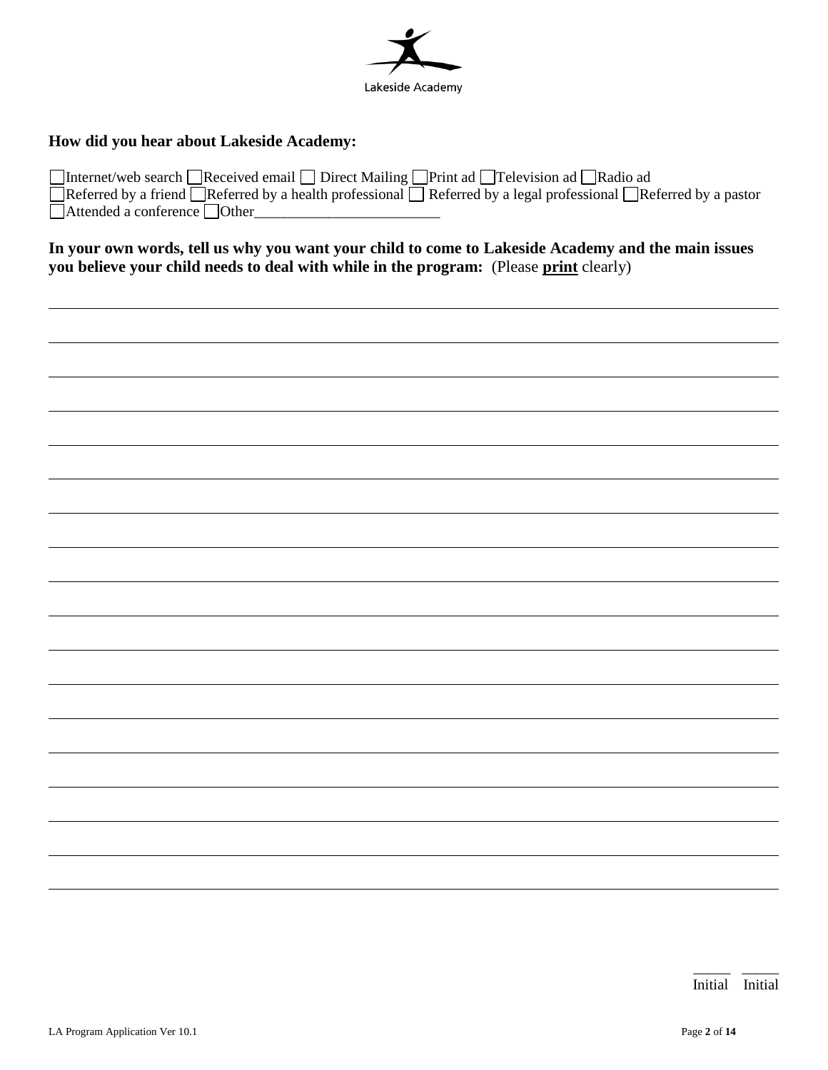Lakeside Academy

**How did you hear about Lakeside Academy:**

☐ Internet/web search ☐ Received email ☐ Direct Mailing ☐ Print ad ☐ Television ad ☐ Radio ad
☐ Referred by a friend ☐ Referred by a health professional ☐ Referred by a legal professional ☐ Referred by a pastor
☐ Attended a conference ☐ Other_________________________

**In your own words, tell us why you want your child to come to Lakeside Academy and the main issues you believe your child needs to deal with while in the program:** (Please **print** clearly)

_____ _____
Initial Initial

LA Program Application Ver 10.1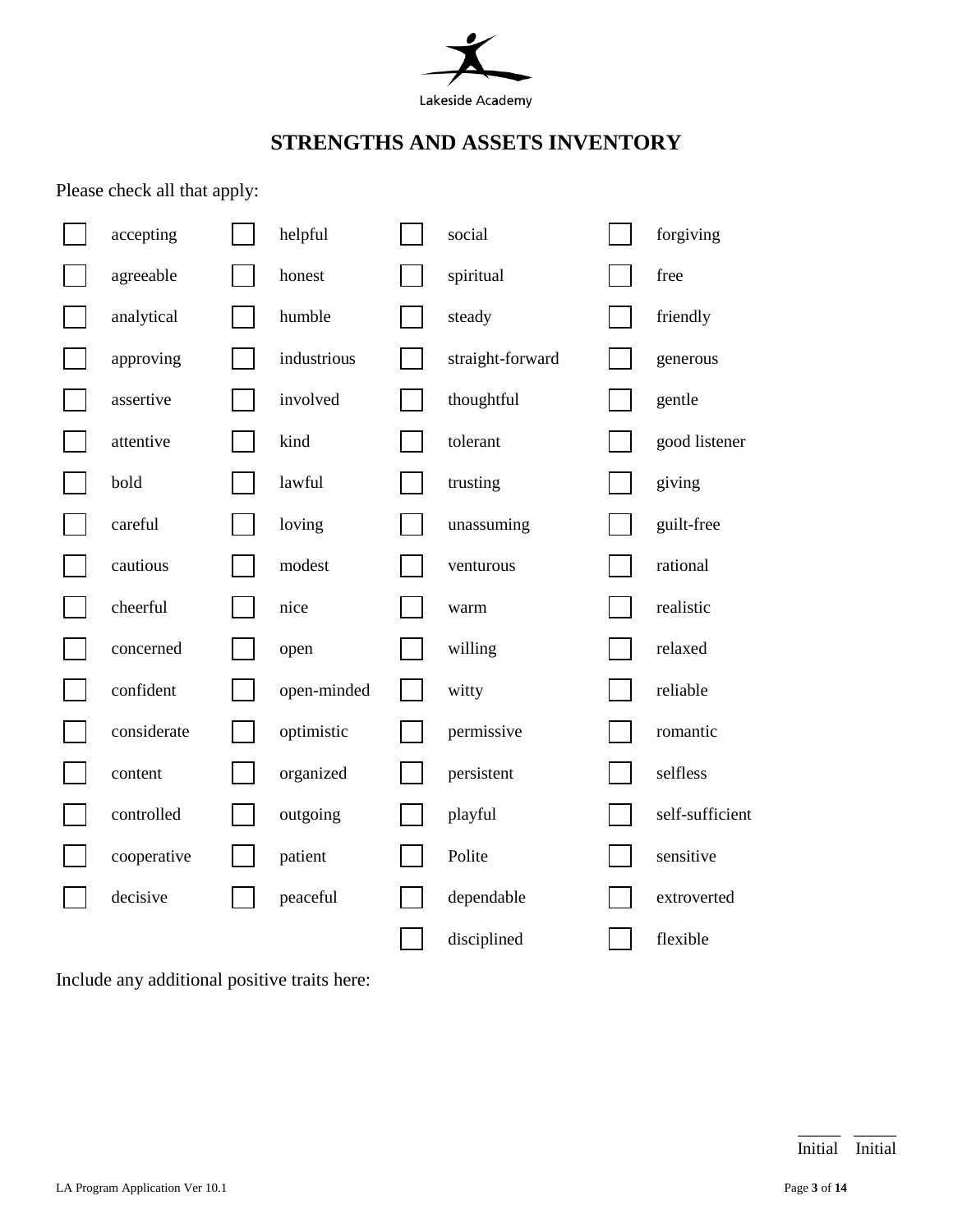Lakeside Academy

# STRENGTHS AND ASSETS INVENTORY

Please check all that apply:

| | | | | | | | |
|---|---|---|---|---|---|---|---|
| ☐ | accepting | ☐ | helpful | ☐ | social | ☐ | forgiving |
| ☐ | agreeable | ☐ | honest | ☐ | spiritual | ☐ | free |
| ☐ | analytical | ☐ | humble | ☐ | steady | ☐ | friendly |
| ☐ | approving | ☐ | industrious | ☐ | straight-forward | ☐ | generous |
| ☐ | assertive | ☐ | involved | ☐ | thoughtful | ☐ | gentle |
| ☐ | attentive | ☐ | kind | ☐ | tolerant | ☐ | good listener |
| ☐ | bold | ☐ | lawful | ☐ | trusting | ☐ | giving |
| ☐ | careful | ☐ | loving | ☐ | unassuming | ☐ | guilt-free |
| ☐ | cautious | ☐ | modest | ☐ | venturous | ☐ | rational |
| ☐ | cheerful | ☐ | nice | ☐ | warm | ☐ | realistic |
| ☐ | concerned | ☐ | open | ☐ | willing | ☐ | relaxed |
| ☐ | confident | ☐ | open-minded | ☐ | witty | ☐ | reliable |
| ☐ | considerate | ☐ | optimistic | ☐ | permissive | ☐ | romantic |
| ☐ | content | ☐ | organized | ☐ | persistent | ☐ | selfless |
| ☐ | controlled | ☐ | outgoing | ☐ | playful | ☐ | self-sufficient |
| ☐ | cooperative | ☐ | patient | ☐ | Polite | ☐ | sensitive |
| ☐ | decisive | ☐ | peaceful | ☐ | dependable | ☐ | extroverted |
| | | | | ☐ | disciplined | ☐ | flexible |

Include any additional positive traits here:

_____ _____
Initial Initial

LA Program Application Ver 10.1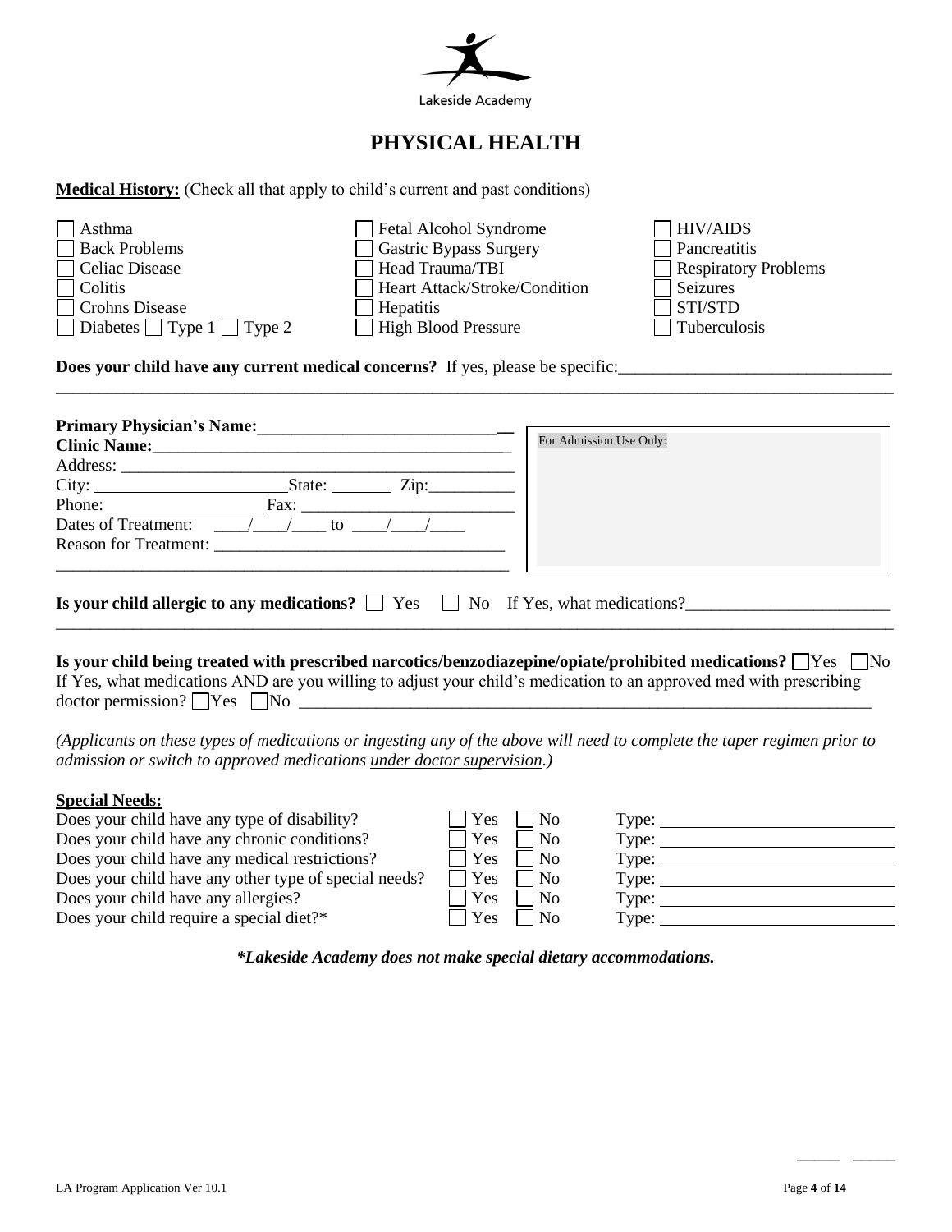Lakeside Academy

# PHYSICAL HEALTH

**Medical History:** (Check all that apply to child's current and past conditions)

| | | |
|---|---|---|
| ☐ Asthma | ☐ Fetal Alcohol Syndrome | ☐ HIV/AIDS |
| ☐ Back Problems | ☐ Gastric Bypass Surgery | ☐ Pancreatitis |
| ☐ Celiac Disease | ☐ Head Trauma/TBI | ☐ Respiratory Problems |
| ☐ Colitis | ☐ Heart Attack/Stroke/Condition | ☐ Seizures |
| ☐ Crohns Disease | ☐ Hepatitis | ☐ STI/STD |
| ☐ Diabetes ☐ Type 1 ☐ Type 2 | ☐ High Blood Pressure | ☐ Tuberculosis |

**Does your child have any current medical concerns?** If yes, please be specific:______________________________

________________________________________________________________________________________________

**Primary Physician's Name:**______________________________

**Clinic Name:**____________________________________________

Address: ________________________________________________

City: ______________________State: _______ Zip:__________

Phone: __________________Fax: _________________________

Dates of Treatment: ____/____/____ to ____/____/____

Reason for Treatment: _________________________________

_______________________________________________________

For Admission Use Only:

**Is your child allergic to any medications?** ☐ Yes ☐ No If Yes, what medications?________________________

________________________________________________________________________________________________

**Is your child being treated with prescribed narcotics/benzodiazepine/opiate/prohibited medications?** ☐ Yes ☐ No
If Yes, what medications AND are you willing to adjust your child's medication to an approved med with prescribing doctor permission? ☐ Yes ☐ No ______________________________________________________________________

*(Applicants on these types of medications or ingesting any of the above will need to complete the taper regimen prior to admission or switch to approved medications under doctor supervision.)*

**Special Needs:**

| | | | |
|---|---|---|---|
| Does your child have any type of disability? | ☐ Yes | ☐ No | Type: ____________________ |
| Does your child have any chronic conditions? | ☐ Yes | ☐ No | Type: ____________________ |
| Does your child have any medical restrictions? | ☐ Yes | ☐ No | Type: ____________________ |
| Does your child have any other type of special needs? | ☐ Yes | ☐ No | Type: ____________________ |
| Does your child have any allergies? | ☐ Yes | ☐ No | Type: ____________________ |
| Does your child require a special diet?* | ☐ Yes | ☐ No | Type: ____________________ |

***Lakeside Academy does not make special dietary accommodations.***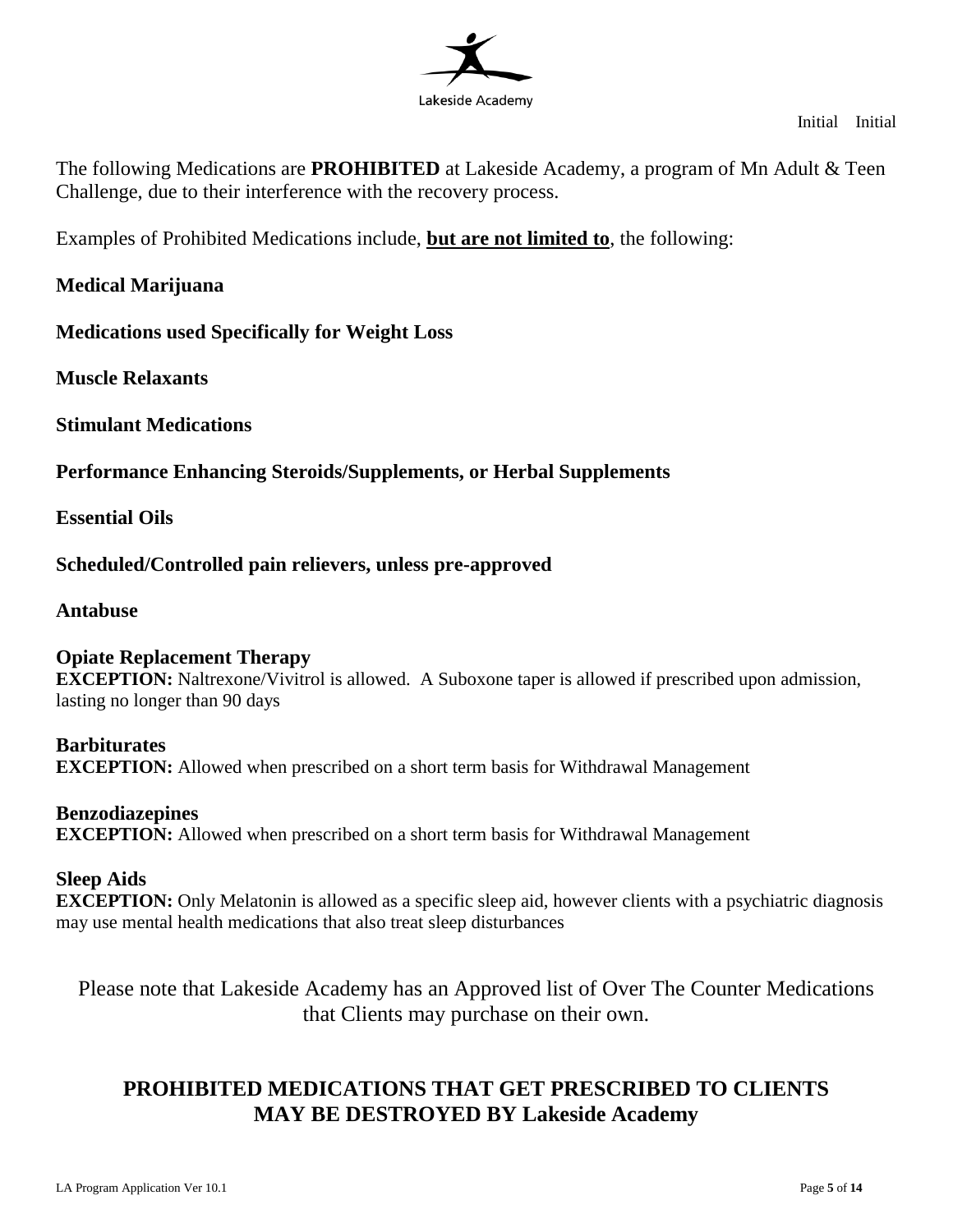Initial Initial

The following Medications are **PROHIBITED** at Lakeside Academy, a program of Mn Adult & Teen Challenge, due to their interference with the recovery process.

Examples of Prohibited Medications include, **but are not limited to**, the following:

**Medical Marijuana**

**Medications used Specifically for Weight Loss**

**Muscle Relaxants**

**Stimulant Medications**

**Performance Enhancing Steroids/Supplements, or Herbal Supplements**

**Essential Oils**

**Scheduled/Controlled pain relievers, unless pre-approved**

**Antabuse**

**Opiate Replacement Therapy**
**EXCEPTION:** Naltrexone/Vivitrol is allowed. A Suboxone taper is allowed if prescribed upon admission, lasting no longer than 90 days

**Barbiturates**
**EXCEPTION:** Allowed when prescribed on a short term basis for Withdrawal Management

**Benzodiazepines**
**EXCEPTION:** Allowed when prescribed on a short term basis for Withdrawal Management

**Sleep Aids**
**EXCEPTION:** Only Melatonin is allowed as a specific sleep aid, however clients with a psychiatric diagnosis may use mental health medications that also treat sleep disturbances

Please note that Lakeside Academy has an Approved list of Over The Counter Medications that Clients may purchase on their own.

## PROHIBITED MEDICATIONS THAT GET PRESCRIBED TO CLIENTS MAY BE DESTROYED BY Lakeside Academy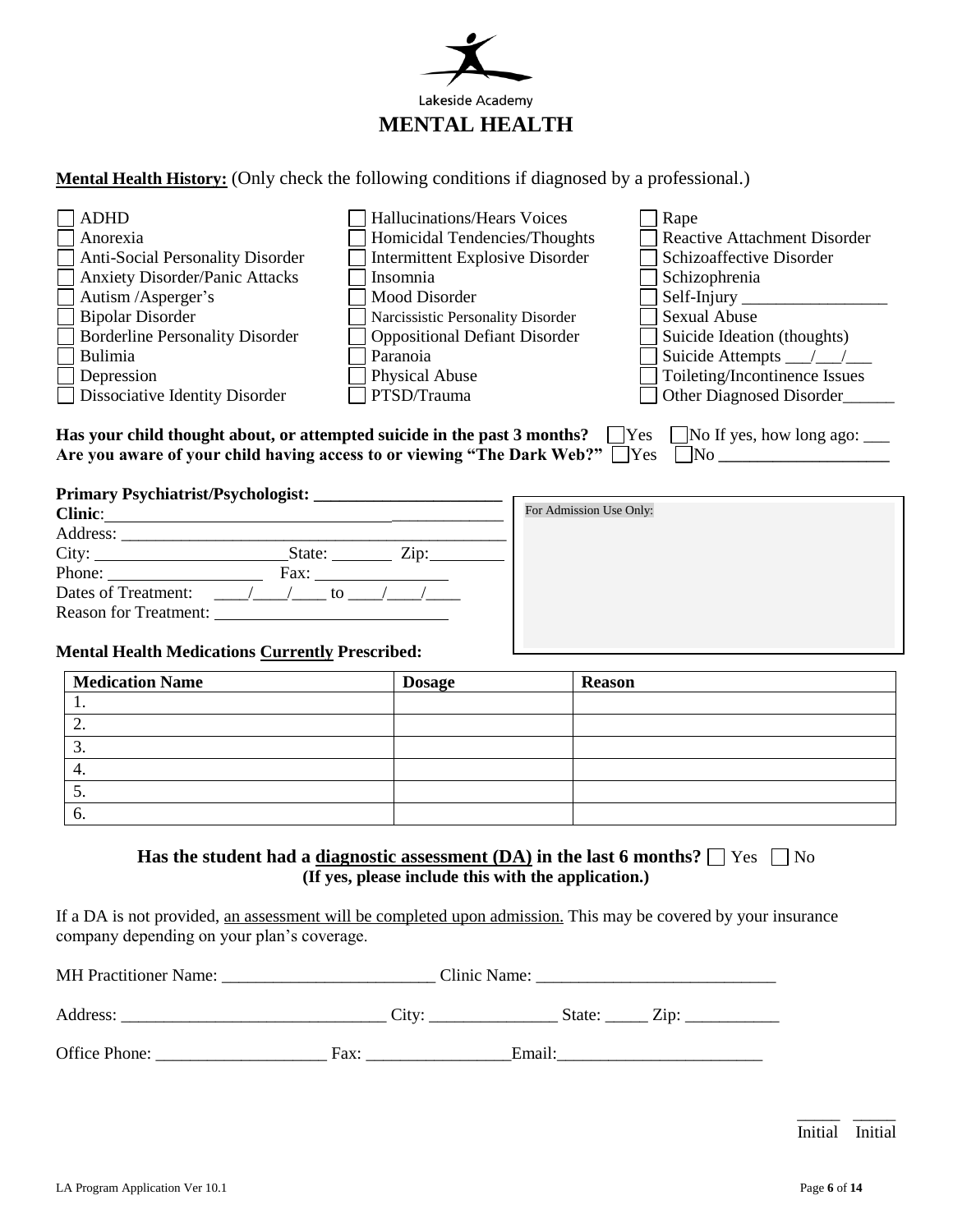Lakeside Academy

# MENTAL HEALTH

**Mental Health History:** (Only check the following conditions if diagnosed by a professional.)

- ☐ ADHD
- ☐ Anorexia
- ☐ Anti-Social Personality Disorder
- ☐ Anxiety Disorder/Panic Attacks
- ☐ Autism /Asperger's
- ☐ Bipolar Disorder
- ☐ Borderline Personality Disorder
- ☐ Bulimia
- ☐ Depression
- ☐ Dissociative Identity Disorder
- ☐ Hallucinations/Hears Voices
- ☐ Homicidal Tendencies/Thoughts
- ☐ Intermittent Explosive Disorder
- ☐ Insomnia
- ☐ Mood Disorder
- ☐ Narcissistic Personality Disorder
- ☐ Oppositional Defiant Disorder
- ☐ Paranoia
- ☐ Physical Abuse
- ☐ PTSD/Trauma
- ☐ Rape
- ☐ Reactive Attachment Disorder
- ☐ Schizoaffective Disorder
- ☐ Schizophrenia
- ☐ Self-Injury _________________
- ☐ Sexual Abuse
- ☐ Suicide Ideation (thoughts)
- ☐ Suicide Attempts ___/___/___
- ☐ Toileting/Incontinence Issues
- ☐ Other Diagnosed Disorder______

**Has your child thought about, or attempted suicide in the past 3 months?** ☐ Yes ☐ No If yes, how long ago: ___
**Are you aware of your child having access to or viewing "The Dark Web?"** ☐ Yes ☐ No ____________________

**Primary Psychiatrist/Psychologist:** ______________________
**Clinic**: ____________________________________________
Address: ______________________________________________
City: ______________________ State: _______ Zip: _________
Phone: __________________ Fax: ________________
Dates of Treatment: ____/____/____ to ____/____/____
Reason for Treatment: __________________________

For Admission Use Only:

**Mental Health Medications Currently Prescribed:**

| Medication Name | Dosage | Reason |
|---|---|---|
| 1. | | |
| 2. | | |
| 3. | | |
| 4. | | |
| 5. | | |
| 6. | | |

**Has the student had a diagnostic assessment (DA) in the last 6 months?** ☐ Yes ☐ No
**(If yes, please include this with the application.)**

If a DA is not provided, an assessment will be completed upon admission. This may be covered by your insurance company depending on your plan's coverage.

MH Practitioner Name: _________________________ Clinic Name: ____________________________

Address: ______________________________ City: _______________ State: _____ Zip: ___________

Office Phone: ____________________ Fax: _________________ Email: ________________________

_____ _____
Initial Initial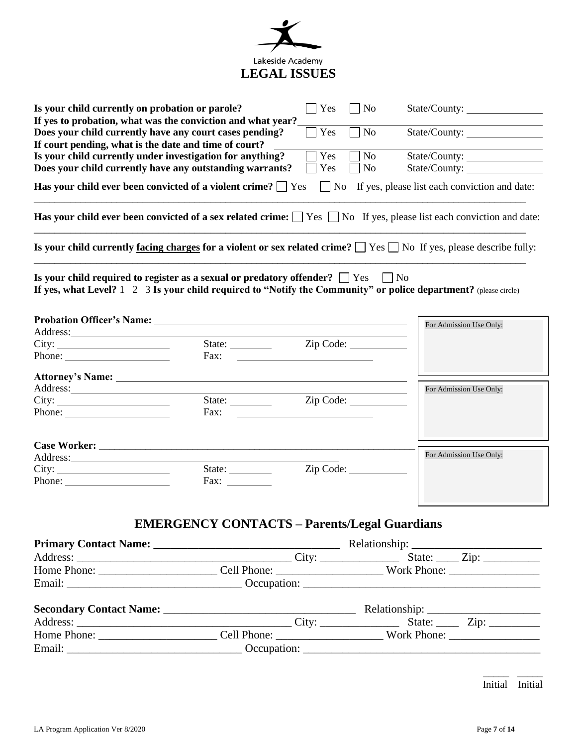Lakeside Academy

# LEGAL ISSUES

**Is your child currently on probation or parole?** ☐ Yes ☐ No State/County: ______________

**If yes to probation, what was the conviction and what year?** ______________________________

**Does your child currently have any court cases pending?** ☐ Yes ☐ No State/County: ______________

**If court pending, what is the date and time of court?** ______________________________

**Is your child currently under investigation for anything?** ☐ Yes ☐ No State/County: ______________

**Does your child currently have any outstanding warrants?** ☐ Yes ☐ No State/County: ______________

**Has your child ever been convicted of a violent crime?** ☐ Yes ☐ No If yes, please list each conviction and date:

______________________________________________________________________________

**Has your child ever been convicted of a sex related crime:** ☐ Yes ☐ No If yes, please list each conviction and date:

______________________________________________________________________________

**Is your child currently <u>facing charges</u> for a violent or sex related crime?** ☐ Yes ☐ No If yes, please describe fully:

______________________________________________________________________________

**Is your child required to register as a sexual or predatory offender?** ☐ Yes ☐ No

**If yes, what Level?** 1 2 3 **Is your child required to "Notify the Community" or police department?** (please circle)

**Probation Officer's Name:** ______________________________

Address: ______________________________

City: ______________ State: ________ Zip Code: ___________

Phone: ______________ Fax: ______________

For Admission Use Only:

**Attorney's Name:** ______________________________

Address: ______________________________

City: ______________ State: ________ Zip Code: ___________

Phone: ______________ Fax: ______________

For Admission Use Only:

**Case Worker:** ______________________________

Address: ______________________________

City: ______________ State: ________ Zip Code: ___________

Phone: ______________ Fax: ________

For Admission Use Only:

## EMERGENCY CONTACTS – Parents/Legal Guardians

**Primary Contact Name:** ______________________________ Relationship: ______________________

Address: ______________________________ City: ______________ State: ____ Zip: __________

Home Phone: ____________________ Cell Phone: __________________ Work Phone: ________________

Email: ______________________________ Occupation: ________________________________________

**Secondary Contact Name:** ______________________________ Relationship: ____________________

Address: ______________________________ City: ______________ State: ____ Zip: _________

Home Phone: ____________________ Cell Phone: __________________ Work Phone: ________________

Email: ______________________________ Occupation: ________________________________________

_____ _____

Initial Initial

LA Program Application Ver 8/2020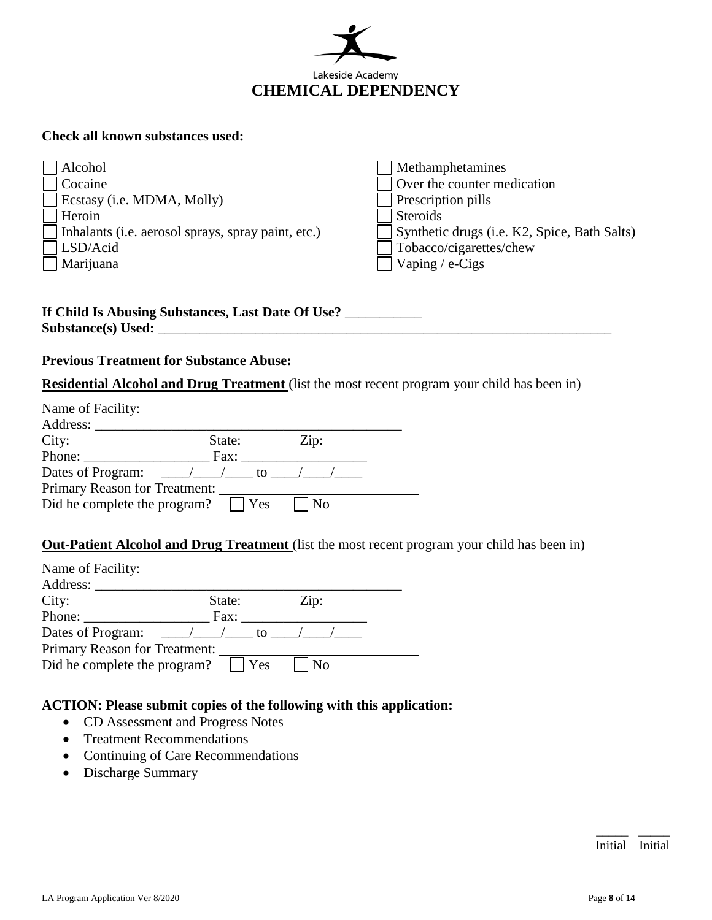Lakeside Academy

# CHEMICAL DEPENDENCY

**Check all known substances used:**

- [ ] Alcohol
- [ ] Cocaine
- [ ] Ecstasy (i.e. MDMA, Molly)
- [ ] Heroin
- [ ] Inhalants (i.e. aerosol sprays, spray paint, etc.)
- [ ] LSD/Acid
- [ ] Marijuana
- [ ] Methamphetamines
- [ ] Over the counter medication
- [ ] Prescription pills
- [ ] Steroids
- [ ] Synthetic drugs (i.e. K2, Spice, Bath Salts)
- [ ] Tobacco/cigarettes/chew
- [ ] Vaping / e-Cigs

**If Child Is Abusing Substances, Last Date Of Use?** ___________
**Substance(s) Used:** ___________________________________________________________________

**Previous Treatment for Substance Abuse:**

**Residential Alcohol and Drug Treatment** (list the most recent program your child has been in)

Name of Facility: ____________________________________
Address: _____________________________________________
City: ___________________ State: _______ Zip: ________
Phone: __________________ Fax: __________________
Dates of Program: ____/____/____ to ____/____/____
Primary Reason for Treatment: ____________________________
Did he complete the program? [ ] Yes [ ] No

**Out-Patient Alcohol and Drug Treatment** (list the most recent program your child has been in)

Name of Facility: ____________________________________
Address: _____________________________________________
City: ___________________ State: _______ Zip: ________
Phone: __________________ Fax: __________________
Dates of Program: ____/____/____ to ____/____/____
Primary Reason for Treatment: ____________________________
Did he complete the program? [ ] Yes [ ] No

**ACTION: Please submit copies of the following with this application:**

- CD Assessment and Progress Notes
- Treatment Recommendations
- Continuing of Care Recommendations
- Discharge Summary

_____ _____
Initial Initial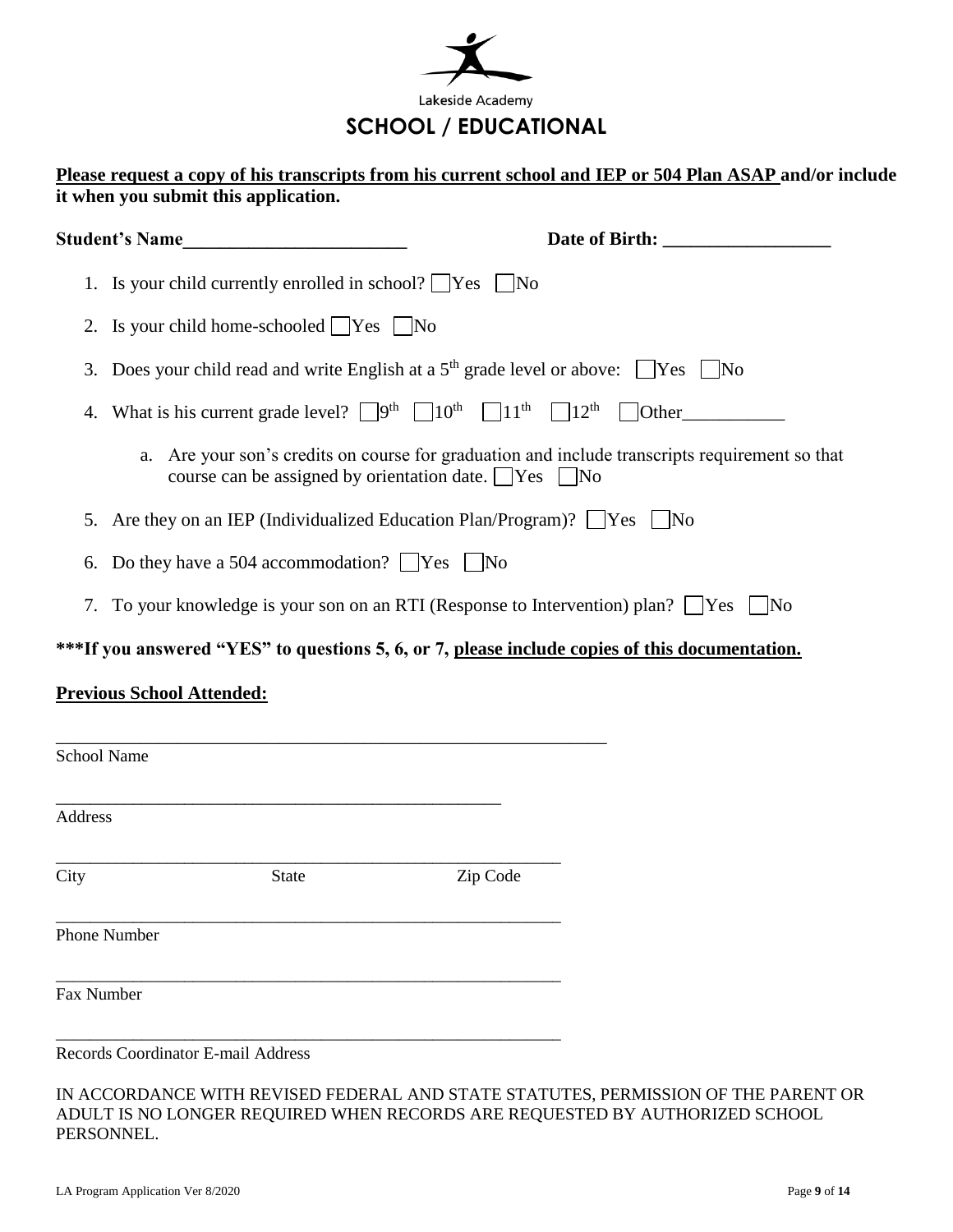Lakeside Academy

# SCHOOL / EDUCATIONAL

**Please request a copy of his transcripts from his current school and IEP or 504 Plan ASAP and/or include it when you submit this application.**

**Student's Name________________________** **Date of Birth: __________________**

1. Is your child currently enrolled in school? ☐ Yes ☐ No
2. Is your child home-schooled ☐ Yes ☐ No
3. Does your child read and write English at a 5th grade level or above: ☐ Yes ☐ No
4. What is his current grade level? ☐ 9th ☐ 10th ☐ 11th ☐ 12th ☐ Other___________
   a. Are your son's credits on course for graduation and include transcripts requirement so that course can be assigned by orientation date. ☐ Yes ☐ No
5. Are they on an IEP (Individualized Education Plan/Program)? ☐ Yes ☐ No
6. Do they have a 504 accommodation? ☐ Yes ☐ No
7. To your knowledge is your son on an RTI (Response to Intervention) plan? ☐ Yes ☐ No

**\*\*\*If you answered "YES" to questions 5, 6, or 7, please include copies of this documentation.**

**Previous School Attended:**

_______________________________________________________________
School Name

___________________________________________________
Address

__________________________________________________________
City State Zip Code

__________________________________________________________
Phone Number

__________________________________________________________
Fax Number

__________________________________________________________
Records Coordinator E-mail Address

IN ACCORDANCE WITH REVISED FEDERAL AND STATE STATUTES, PERMISSION OF THE PARENT OR ADULT IS NO LONGER REQUIRED WHEN RECORDS ARE REQUESTED BY AUTHORIZED SCHOOL PERSONNEL.

LA Program Application Ver 8/2020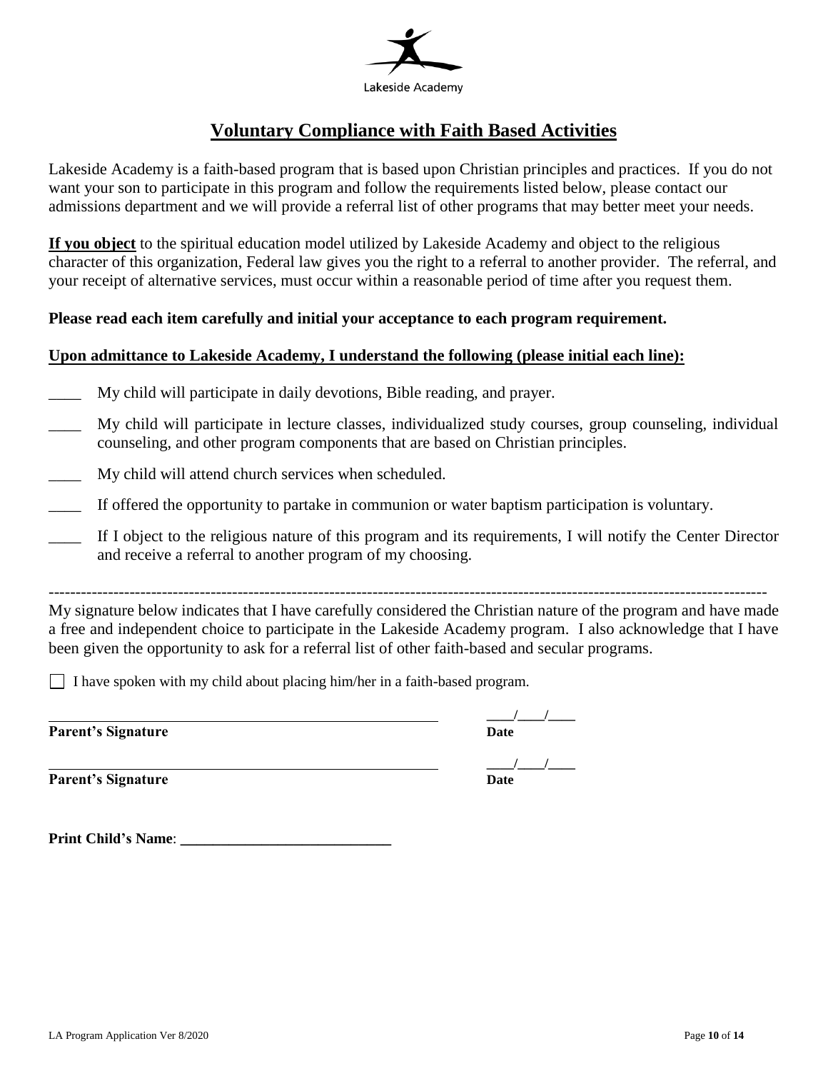Lakeside Academy

# Voluntary Compliance with Faith Based Activities

Lakeside Academy is a faith-based program that is based upon Christian principles and practices. If you do not want your son to participate in this program and follow the requirements listed below, please contact our admissions department and we will provide a referral list of other programs that may better meet your needs.

**If you object** to the spiritual education model utilized by Lakeside Academy and object to the religious character of this organization, Federal law gives you the right to a referral to another provider. The referral, and your receipt of alternative services, must occur within a reasonable period of time after you request them.

**Please read each item carefully and initial your acceptance to each program requirement.**

**Upon admittance to Lakeside Academy, I understand the following (please initial each line):**

____ My child will participate in daily devotions, Bible reading, and prayer.

____ My child will participate in lecture classes, individualized study courses, group counseling, individual counseling, and other program components that are based on Christian principles.

____ My child will attend church services when scheduled.

____ If offered the opportunity to partake in communion or water baptism participation is voluntary.

____ If I object to the religious nature of this program and its requirements, I will notify the Center Director and receive a referral to another program of my choosing.

---

My signature below indicates that I have carefully considered the Christian nature of the program and have made a free and independent choice to participate in the Lakeside Academy program. I also acknowledge that I have been given the opportunity to ask for a referral list of other faith-based and secular programs.

☐ I have spoken with my child about placing him/her in a faith-based program.

______________________________________________ ____/____/____
**Parent's Signature** **Date**

______________________________________________ ____/____/____
**Parent's Signature** **Date**

**Print Child's Name**: ____________________________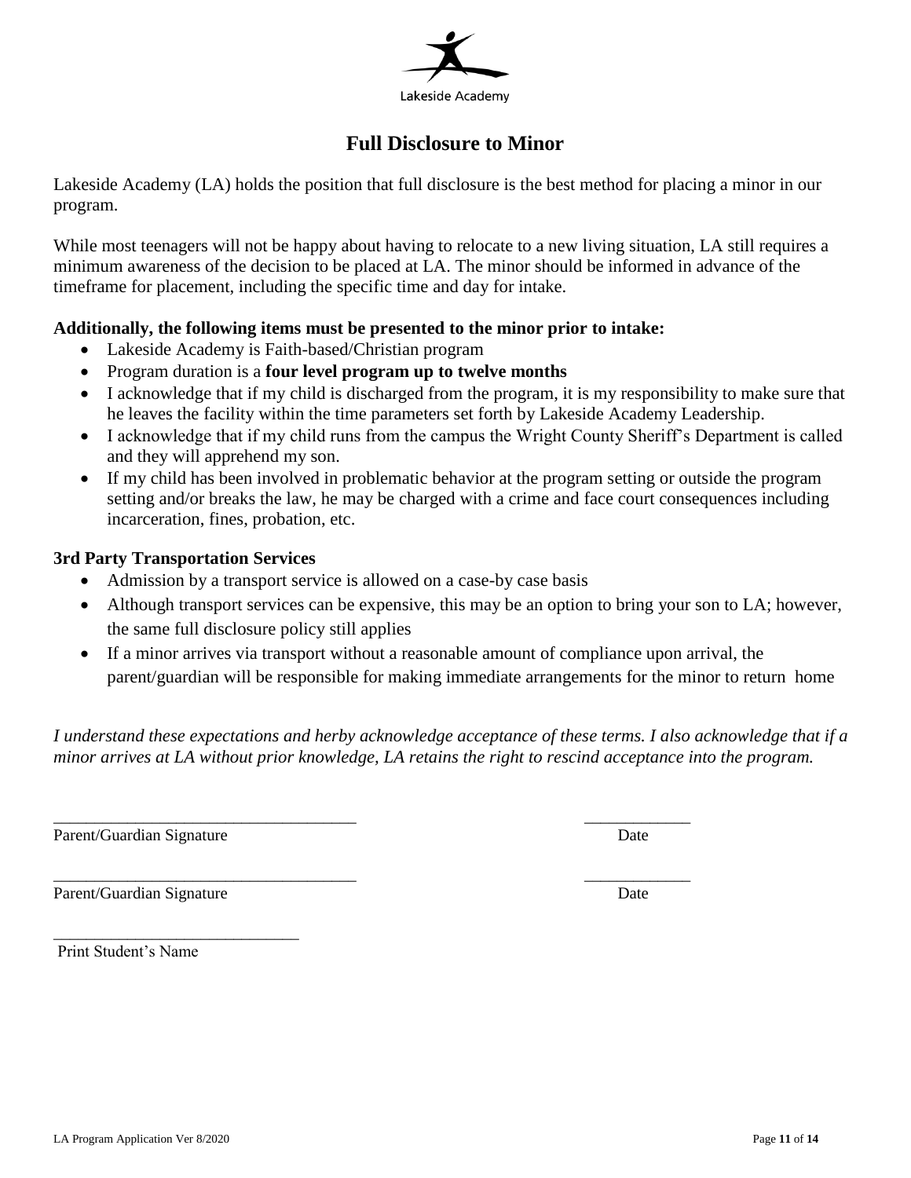Lakeside Academy

# Full Disclosure to Minor

Lakeside Academy (LA) holds the position that full disclosure is the best method for placing a minor in our program.

While most teenagers will not be happy about having to relocate to a new living situation, LA still requires a minimum awareness of the decision to be placed at LA. The minor should be informed in advance of the timeframe for placement, including the specific time and day for intake.

**Additionally, the following items must be presented to the minor prior to intake:**

- Lakeside Academy is Faith-based/Christian program
- Program duration is a **four level program up to twelve months**
- I acknowledge that if my child is discharged from the program, it is my responsibility to make sure that he leaves the facility within the time parameters set forth by Lakeside Academy Leadership.
- I acknowledge that if my child runs from the campus the Wright County Sheriff's Department is called and they will apprehend my son.
- If my child has been involved in problematic behavior at the program setting or outside the program setting and/or breaks the law, he may be charged with a crime and face court consequences including incarceration, fines, probation, etc.

**3rd Party Transportation Services**

- Admission by a transport service is allowed on a case-by case basis
- Although transport services can be expensive, this may be an option to bring your son to LA; however, the same full disclosure policy still applies
- If a minor arrives via transport without a reasonable amount of compliance upon arrival, the parent/guardian will be responsible for making immediate arrangements for the minor to return home

*I understand these expectations and herby acknowledge acceptance of these terms. I also acknowledge that if a minor arrives at LA without prior knowledge, LA retains the right to rescind acceptance into the program.*

\_\_\_\_\_\_\_\_\_\_\_\_\_\_\_\_\_\_\_\_\_\_\_\_\_\_\_\_\_\_\_\_\_\_\_\_\_ \_\_\_\_\_\_\_\_\_\_\_\_\_

Parent/Guardian Signature Date

\_\_\_\_\_\_\_\_\_\_\_\_\_\_\_\_\_\_\_\_\_\_\_\_\_\_\_\_\_\_\_\_\_\_\_\_\_ \_\_\_\_\_\_\_\_\_\_\_\_\_

Parent/Guardian Signature Date

\_\_\_\_\_\_\_\_\_\_\_\_\_\_\_\_\_\_\_\_\_\_\_\_\_\_\_\_\_\_

Print Student's Name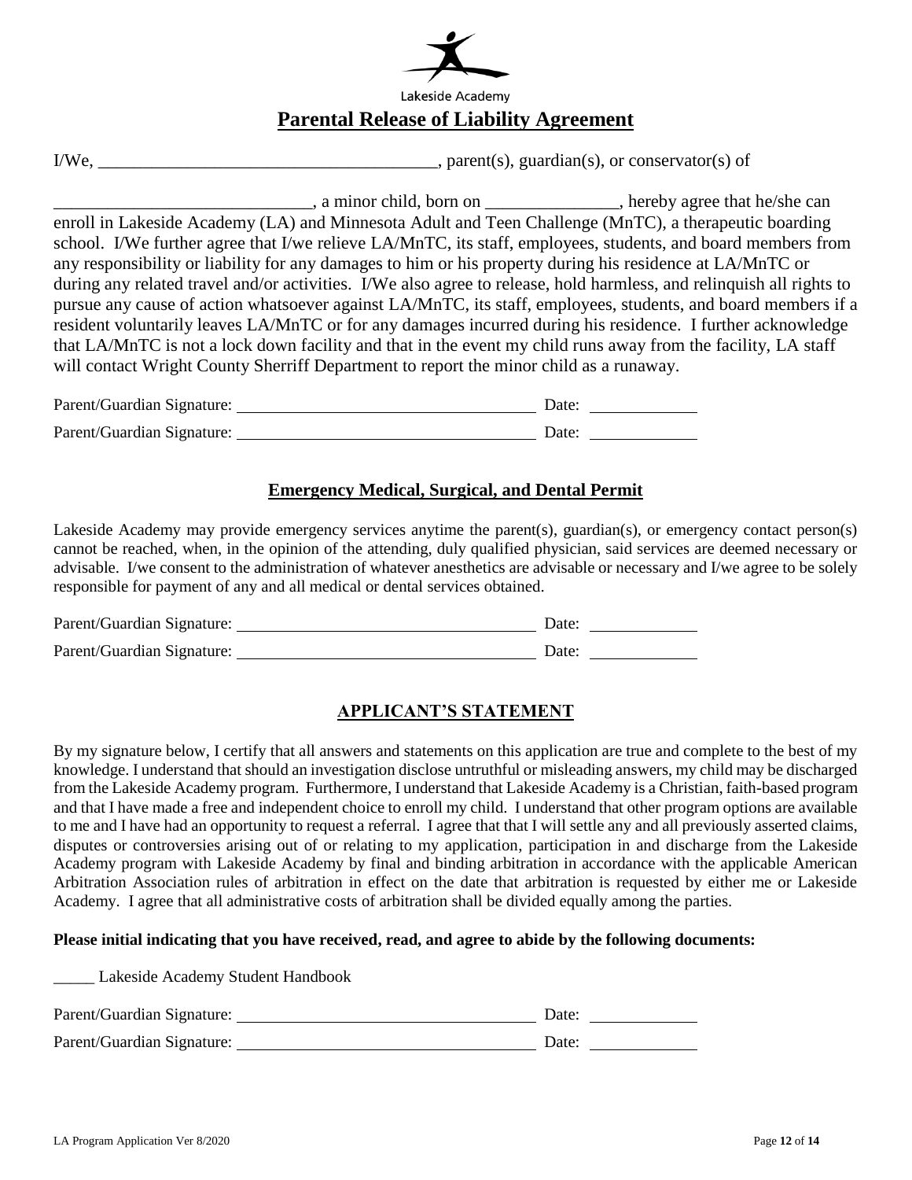Lakeside Academy

# Parental Release of Liability Agreement

I/We, ______________________________________, parent(s), guardian(s), or conservator(s) of

_____________________________, a minor child, born on _______________, hereby agree that he/she can enroll in Lakeside Academy (LA) and Minnesota Adult and Teen Challenge (MnTC), a therapeutic boarding school. I/We further agree that I/we relieve LA/MnTC, its staff, employees, students, and board members from any responsibility or liability for any damages to him or his property during his residence at LA/MnTC or during any related travel and/or activities. I/We also agree to release, hold harmless, and relinquish all rights to pursue any cause of action whatsoever against LA/MnTC, its staff, employees, students, and board members if a resident voluntarily leaves LA/MnTC or for any damages incurred during his residence. I further acknowledge that LA/MnTC is not a lock down facility and that in the event my child runs away from the facility, LA staff will contact Wright County Sherriff Department to report the minor child as a runaway.

Parent/Guardian Signature: ____________________________________ Date: _____________

Parent/Guardian Signature: ____________________________________ Date: _____________

## Emergency Medical, Surgical, and Dental Permit

Lakeside Academy may provide emergency services anytime the parent(s), guardian(s), or emergency contact person(s) cannot be reached, when, in the opinion of the attending, duly qualified physician, said services are deemed necessary or advisable. I/we consent to the administration of whatever anesthetics are advisable or necessary and I/we agree to be solely responsible for payment of any and all medical or dental services obtained.

Parent/Guardian Signature: ____________________________________ Date: _____________

Parent/Guardian Signature: ____________________________________ Date: _____________

## APPLICANT'S STATEMENT

By my signature below, I certify that all answers and statements on this application are true and complete to the best of my knowledge. I understand that should an investigation disclose untruthful or misleading answers, my child may be discharged from the Lakeside Academy program. Furthermore, I understand that Lakeside Academy is a Christian, faith-based program and that I have made a free and independent choice to enroll my child. I understand that other program options are available to me and I have had an opportunity to request a referral. I agree that that I will settle any and all previously asserted claims, disputes or controversies arising out of or relating to my application, participation in and discharge from the Lakeside Academy program with Lakeside Academy by final and binding arbitration in accordance with the applicable American Arbitration Association rules of arbitration in effect on the date that arbitration is requested by either me or Lakeside Academy. I agree that all administrative costs of arbitration shall be divided equally among the parties.

**Please initial indicating that you have received, read, and agree to abide by the following documents:**

_____ Lakeside Academy Student Handbook

Parent/Guardian Signature: ____________________________________ Date: _____________

Parent/Guardian Signature: ____________________________________ Date: _____________

LA Program Application Ver 8/2020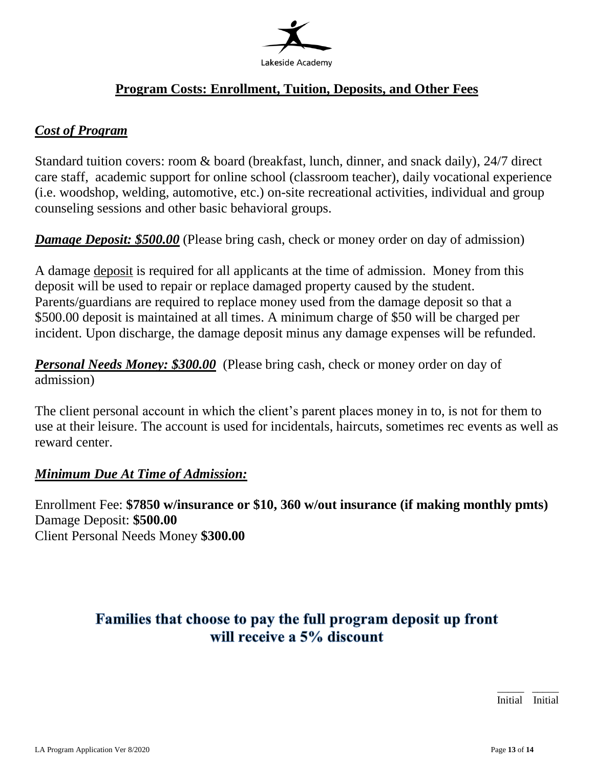Lakeside Academy

## Program Costs: Enrollment, Tuition, Deposits, and Other Fees

### *Cost of Program*

Standard tuition covers: room & board (breakfast, lunch, dinner, and snack daily), 24/7 direct care staff, academic support for online school (classroom teacher), daily vocational experience (i.e. woodshop, welding, automotive, etc.) on-site recreational activities, individual and group counseling sessions and other basic behavioral groups.

***Damage Deposit: $500.00*** (Please bring cash, check or money order on day of admission)

A damage deposit is required for all applicants at the time of admission. Money from this deposit will be used to repair or replace damaged property caused by the student. Parents/guardians are required to replace money used from the damage deposit so that a $500.00 deposit is maintained at all times. A minimum charge of $50 will be charged per incident. Upon discharge, the damage deposit minus any damage expenses will be refunded.

***Personal Needs Money: $300.00*** (Please bring cash, check or money order on day of admission)

The client personal account in which the client's parent places money in to, is not for them to use at their leisure. The account is used for incidentals, haircuts, sometimes rec events as well as reward center.

### *Minimum Due At Time of Admission:*

Enrollment Fee: **$7850 w/insurance or $10, 360 w/out insurance (if making monthly pmts)**
Damage Deposit: **$500.00**
Client Personal Needs Money **$300.00**

**Families that choose to pay the full program deposit up front will receive a 5% discount**

_____ _____
Initial Initial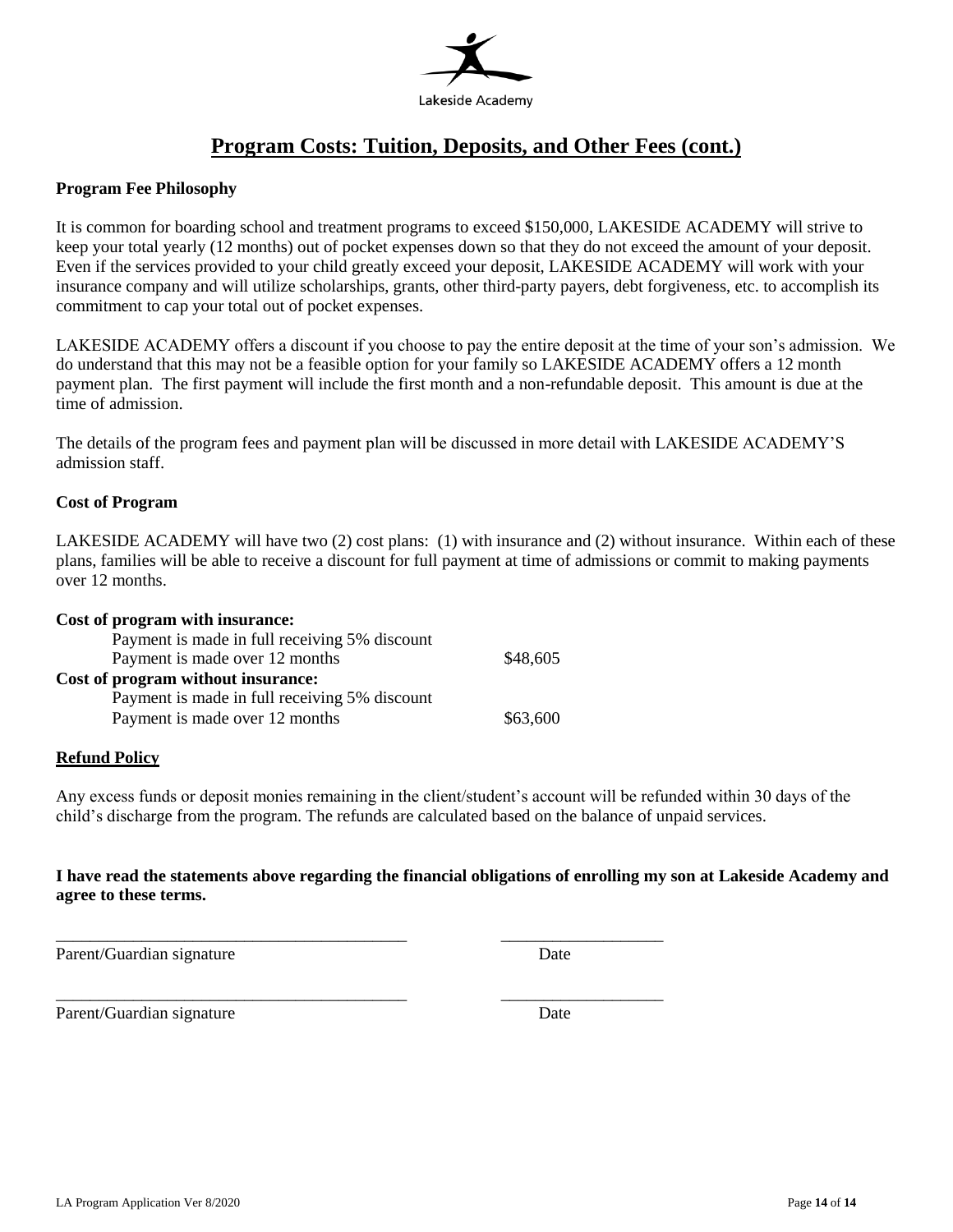Lakeside Academy

# Program Costs: Tuition, Deposits, and Other Fees (cont.)

**Program Fee Philosophy**

It is common for boarding school and treatment programs to exceed $150,000, LAKESIDE ACADEMY will strive to keep your total yearly (12 months) out of pocket expenses down so that they do not exceed the amount of your deposit. Even if the services provided to your child greatly exceed your deposit, LAKESIDE ACADEMY will work with your insurance company and will utilize scholarships, grants, other third-party payers, debt forgiveness, etc. to accomplish its commitment to cap your total out of pocket expenses.

LAKESIDE ACADEMY offers a discount if you choose to pay the entire deposit at the time of your son's admission. We do understand that this may not be a feasible option for your family so LAKESIDE ACADEMY offers a 12 month payment plan. The first payment will include the first month and a non-refundable deposit. This amount is due at the time of admission.

The details of the program fees and payment plan will be discussed in more detail with LAKESIDE ACADEMY'S admission staff.

**Cost of Program**

LAKESIDE ACADEMY will have two (2) cost plans: (1) with insurance and (2) without insurance. Within each of these plans, families will be able to receive a discount for full payment at time of admissions or commit to making payments over 12 months.

| | |
|---|---|
| **Cost of program with insurance:** | |
| Payment is made in full receiving 5% discount | |
| Payment is made over 12 months | $48,605 |
| **Cost of program without insurance:** | |
| Payment is made in full receiving 5% discount | |
| Payment is made over 12 months | $63,600 |

**Refund Policy**

Any excess funds or deposit monies remaining in the client/student's account will be refunded within 30 days of the child's discharge from the program. The refunds are calculated based on the balance of unpaid services.

**I have read the statements above regarding the financial obligations of enrolling my son at Lakeside Academy and agree to these terms.**

_________________________________________ ___________________

Parent/Guardian signature Date

_________________________________________ ___________________

Parent/Guardian signature Date